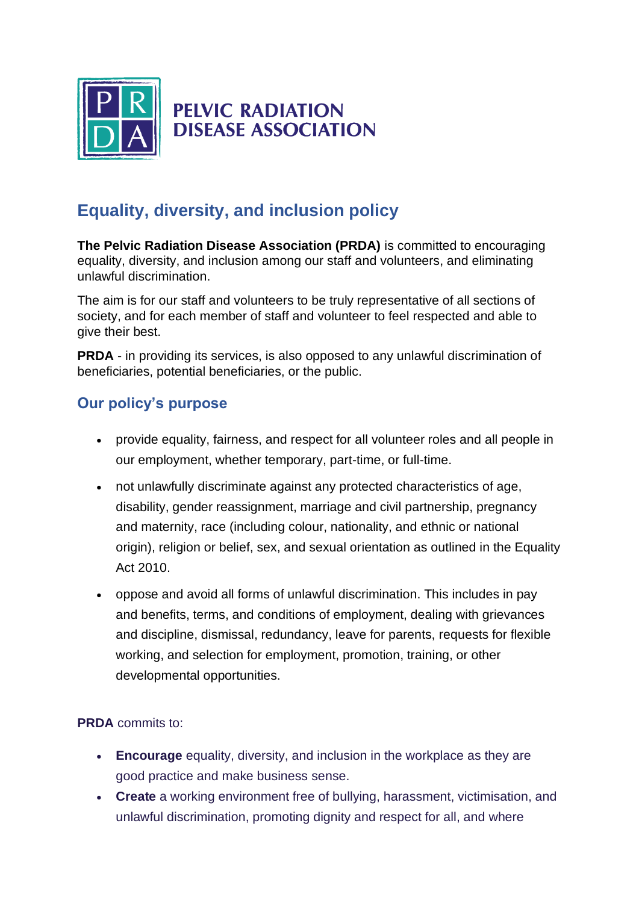**PELVIC RADIATION DISEASE ASSOCIATION**

# Equality, diversity, and inclusion policy

**The Pelvic Radiation Disease Association (PRDA)** is committed to encouraging equality, diversity, and inclusion among our staff and volunteers, and eliminating unlawful discrimination.

The aim is for our staff and volunteers to be truly representative of all sections of society, and for each member of staff and volunteer to feel respected and able to give their best.

**PRDA** - in providing its services, is also opposed to any unlawful discrimination of beneficiaries, potential beneficiaries, or the public.

## Our policy's purpose

- provide equality, fairness, and respect for all volunteer roles and all people in our employment, whether temporary, part-time, or full-time.
- not unlawfully discriminate against any protected characteristics of age, disability, gender reassignment, marriage and civil partnership, pregnancy and maternity, race (including colour, nationality, and ethnic or national origin), religion or belief, sex, and sexual orientation as outlined in the Equality Act 2010.
- oppose and avoid all forms of unlawful discrimination. This includes in pay and benefits, terms, and conditions of employment, dealing with grievances and discipline, dismissal, redundancy, leave for parents, requests for flexible working, and selection for employment, promotion, training, or other developmental opportunities.

**PRDA** commits to:

- **Encourage** equality, diversity, and inclusion in the workplace as they are good practice and make business sense.
- **Create** a working environment free of bullying, harassment, victimisation, and unlawful discrimination, promoting dignity and respect for all, and where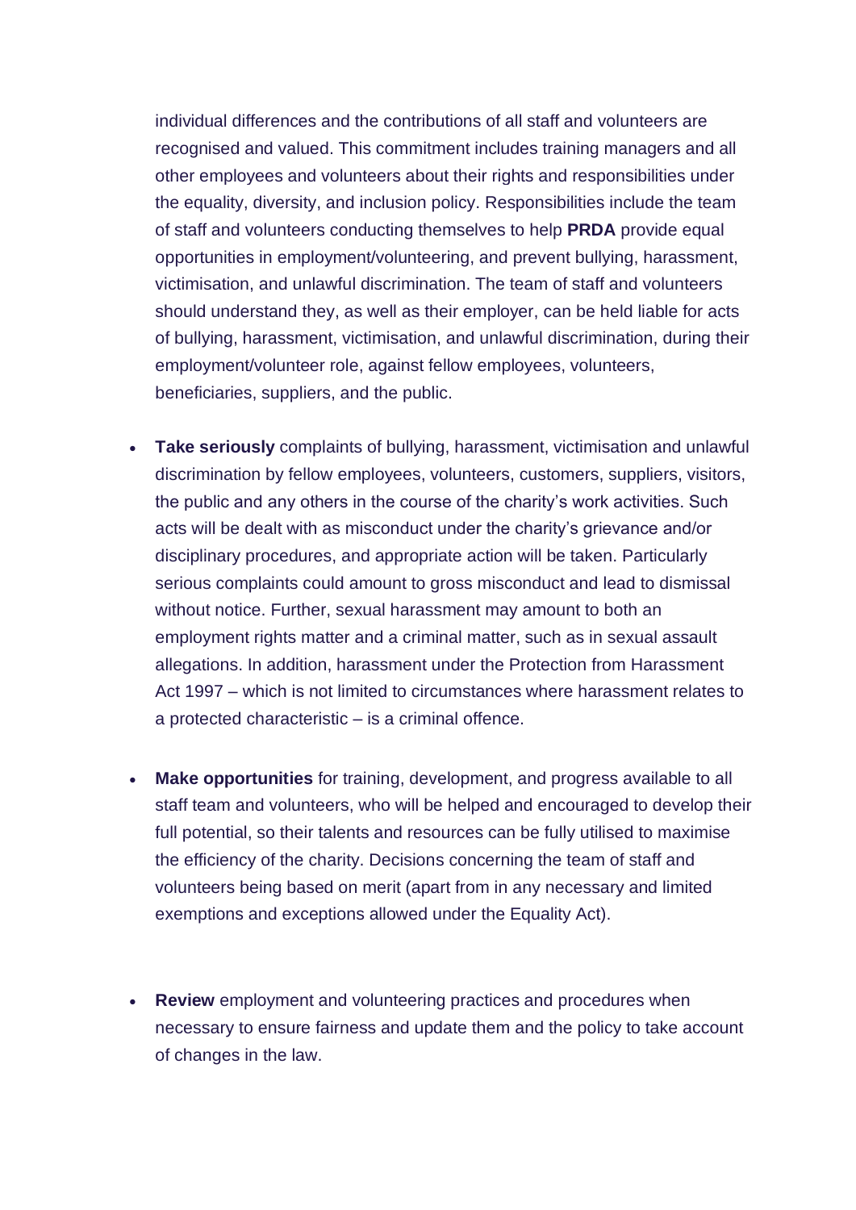individual differences and the contributions of all staff and volunteers are recognised and valued. This commitment includes training managers and all other employees and volunteers about their rights and responsibilities under the equality, diversity, and inclusion policy. Responsibilities include the team of staff and volunteers conducting themselves to help **PRDA** provide equal opportunities in employment/volunteering, and prevent bullying, harassment, victimisation, and unlawful discrimination. The team of staff and volunteers should understand they, as well as their employer, can be held liable for acts of bullying, harassment, victimisation, and unlawful discrimination, during their employment/volunteer role, against fellow employees, volunteers, beneficiaries, suppliers, and the public.

- **Take seriously** complaints of bullying, harassment, victimisation and unlawful discrimination by fellow employees, volunteers, customers, suppliers, visitors, the public and any others in the course of the charity's work activities. Such acts will be dealt with as misconduct under the charity's grievance and/or disciplinary procedures, and appropriate action will be taken. Particularly serious complaints could amount to gross misconduct and lead to dismissal without notice. Further, sexual harassment may amount to both an employment rights matter and a criminal matter, such as in sexual assault allegations. In addition, harassment under the Protection from Harassment Act 1997 – which is not limited to circumstances where harassment relates to a protected characteristic – is a criminal offence.

- **Make opportunities** for training, development, and progress available to all staff team and volunteers, who will be helped and encouraged to develop their full potential, so their talents and resources can be fully utilised to maximise the efficiency of the charity. Decisions concerning the team of staff and volunteers being based on merit (apart from in any necessary and limited exemptions and exceptions allowed under the Equality Act).

- **Review** employment and volunteering practices and procedures when necessary to ensure fairness and update them and the policy to take account of changes in the law.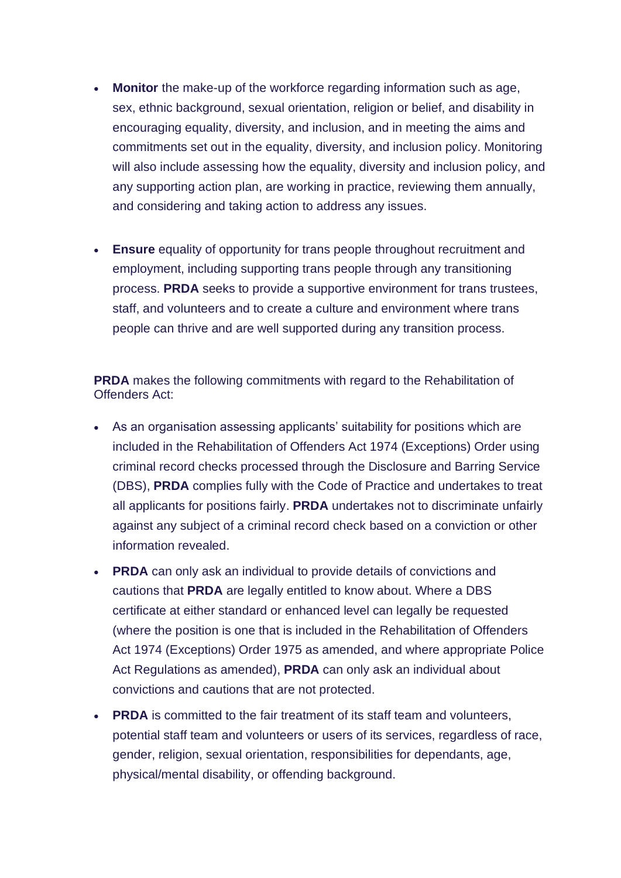- **Monitor** the make-up of the workforce regarding information such as age, sex, ethnic background, sexual orientation, religion or belief, and disability in encouraging equality, diversity, and inclusion, and in meeting the aims and commitments set out in the equality, diversity, and inclusion policy. Monitoring will also include assessing how the equality, diversity and inclusion policy, and any supporting action plan, are working in practice, reviewing them annually, and considering and taking action to address any issues.

- **Ensure** equality of opportunity for trans people throughout recruitment and employment, including supporting trans people through any transitioning process. **PRDA** seeks to provide a supportive environment for trans trustees, staff, and volunteers and to create a culture and environment where trans people can thrive and are well supported during any transition process.

**PRDA** makes the following commitments with regard to the Rehabilitation of Offenders Act:

- As an organisation assessing applicants' suitability for positions which are included in the Rehabilitation of Offenders Act 1974 (Exceptions) Order using criminal record checks processed through the Disclosure and Barring Service (DBS), **PRDA** complies fully with the Code of Practice and undertakes to treat all applicants for positions fairly. **PRDA** undertakes not to discriminate unfairly against any subject of a criminal record check based on a conviction or other information revealed.
- **PRDA** can only ask an individual to provide details of convictions and cautions that **PRDA** are legally entitled to know about. Where a DBS certificate at either standard or enhanced level can legally be requested (where the position is one that is included in the Rehabilitation of Offenders Act 1974 (Exceptions) Order 1975 as amended, and where appropriate Police Act Regulations as amended), **PRDA** can only ask an individual about convictions and cautions that are not protected.
- **PRDA** is committed to the fair treatment of its staff team and volunteers, potential staff team and volunteers or users of its services, regardless of race, gender, religion, sexual orientation, responsibilities for dependants, age, physical/mental disability, or offending background.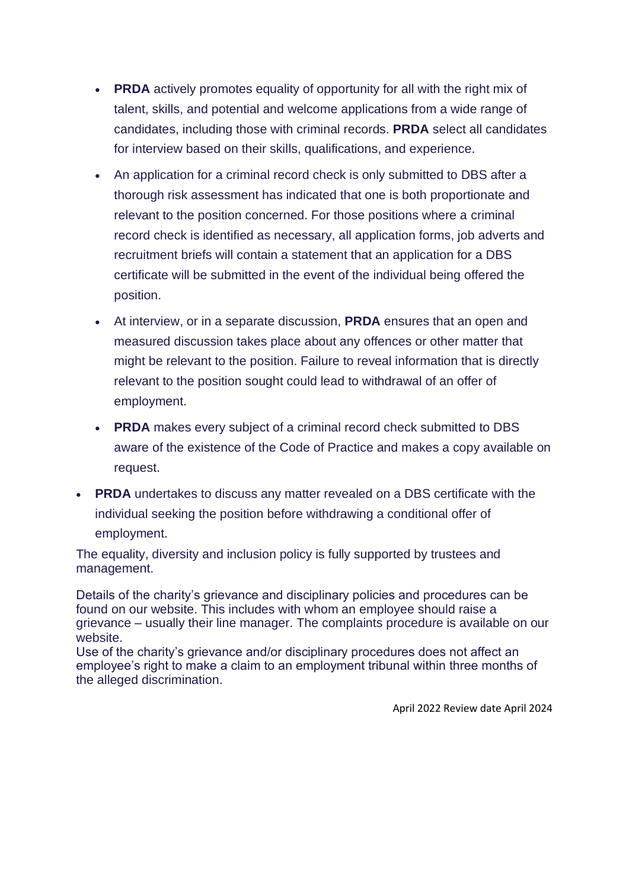- **PRDA** actively promotes equality of opportunity for all with the right mix of talent, skills, and potential and welcome applications from a wide range of candidates, including those with criminal records. **PRDA** select all candidates for interview based on their skills, qualifications, and experience.
- An application for a criminal record check is only submitted to DBS after a thorough risk assessment has indicated that one is both proportionate and relevant to the position concerned. For those positions where a criminal record check is identified as necessary, all application forms, job adverts and recruitment briefs will contain a statement that an application for a DBS certificate will be submitted in the event of the individual being offered the position.
- At interview, or in a separate discussion, **PRDA** ensures that an open and measured discussion takes place about any offences or other matter that might be relevant to the position. Failure to reveal information that is directly relevant to the position sought could lead to withdrawal of an offer of employment.
- **PRDA** makes every subject of a criminal record check submitted to DBS aware of the existence of the Code of Practice and makes a copy available on request.
- **PRDA** undertakes to discuss any matter revealed on a DBS certificate with the individual seeking the position before withdrawing a conditional offer of employment.

The equality, diversity and inclusion policy is fully supported by trustees and management.

Details of the charity's grievance and disciplinary policies and procedures can be found on our website. This includes with whom an employee should raise a grievance – usually their line manager. The complaints procedure is available on our website.
Use of the charity's grievance and/or disciplinary procedures does not affect an employee's right to make a claim to an employment tribunal within three months of the alleged discrimination.

April 2022 Review date April 2024